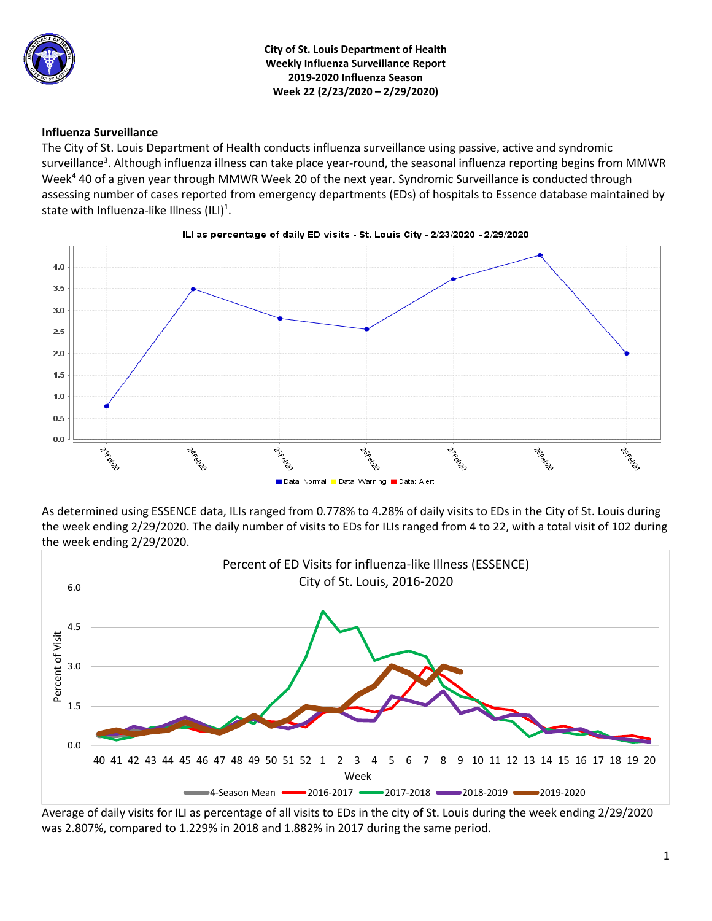**City of St. Louis Department of Health**
**Weekly Influenza Surveillance Report**
**2019-2020 Influenza Season**
**Week 22 (2/23/2020 – 2/29/2020)**

## Influenza Surveillance

The City of St. Louis Department of Health conducts influenza surveillance using passive, active and syndromic surveillance[3]. Although influenza illness can take place year-round, the seasonal influenza reporting begins from MMWR Week[4] 40 of a given year through MMWR Week 20 of the next year. Syndromic Surveillance is conducted through assessing number of cases reported from emergency departments (EDs) of hospitals to Essence database maintained by state with Influenza-like Illness (ILI)[1].

ILI as percentage of daily ED visits - St. Louis City - 2/23/2020 - 2/29/2020

As determined using ESSENCE data, ILIs ranged from 0.778% to 4.28% of daily visits to EDs in the City of St. Louis during the week ending 2/29/2020. The daily number of visits to EDs for ILIs ranged from 4 to 22, with a total visit of 102 during the week ending 2/29/2020.

Percent of ED Visits for influenza-like Illness (ESSENCE) City of St. Louis, 2016-2020

Average of daily visits for ILI as percentage of all visits to EDs in the city of St. Louis during the week ending 2/29/2020 was 2.807%, compared to 1.229% in 2018 and 1.882% in 2017 during the same period.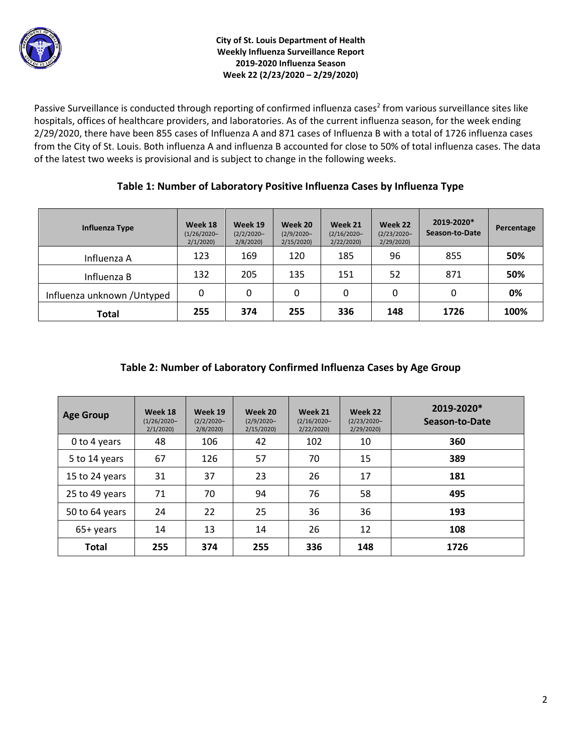**City of St. Louis Department of Health**
**Weekly Influenza Surveillance Report**
**2019-2020 Influenza Season**
**Week 22 (2/23/2020 – 2/29/2020)**

Passive Surveillance is conducted through reporting of confirmed influenza cases[2] from various surveillance sites like hospitals, offices of healthcare providers, and laboratories. As of the current influenza season, for the week ending 2/29/2020, there have been 855 cases of Influenza A and 871 cases of Influenza B with a total of 1726 influenza cases from the City of St. Louis. Both influenza A and influenza B accounted for close to 50% of total influenza cases. The data of the latest two weeks is provisional and is subject to change in the following weeks.

### Table 1: Number of Laboratory Positive Influenza Cases by Influenza Type

| Influenza Type | Week 18 (1/26/2020–2/1/2020) | Week 19 (2/2/2020–2/8/2020) | Week 20 (2/9/2020–2/15/2020) | Week 21 (2/16/2020–2/22/2020) | Week 22 (2/23/2020–2/29/2020) | 2019-2020* Season-to-Date | Percentage |
|---|---|---|---|---|---|---|---|
| Influenza A | 123 | 169 | 120 | 185 | 96 | 855 | **50%** |
| Influenza B | 132 | 205 | 135 | 151 | 52 | 871 | **50%** |
| Influenza unknown /Untyped | 0 | 0 | 0 | 0 | 0 | 0 | **0%** |
| **Total** | **255** | **374** | **255** | **336** | **148** | **1726** | **100%** |

### Table 2: Number of Laboratory Confirmed Influenza Cases by Age Group

| Age Group | Week 18 (1/26/2020–2/1/2020) | Week 19 (2/2/2020–2/8/2020) | Week 20 (2/9/2020–2/15/2020) | Week 21 (2/16/2020–2/22/2020) | Week 22 (2/23/2020–2/29/2020) | 2019-2020* Season-to-Date |
|---|---|---|---|---|---|---|
| 0 to 4 years | 48 | 106 | 42 | 102 | 10 | **360** |
| 5 to 14 years | 67 | 126 | 57 | 70 | 15 | **389** |
| 15 to 24 years | 31 | 37 | 23 | 26 | 17 | **181** |
| 25 to 49 years | 71 | 70 | 94 | 76 | 58 | **495** |
| 50 to 64 years | 24 | 22 | 25 | 36 | 36 | **193** |
| 65+ years | 14 | 13 | 14 | 26 | 12 | **108** |
| **Total** | **255** | **374** | **255** | **336** | **148** | **1726** |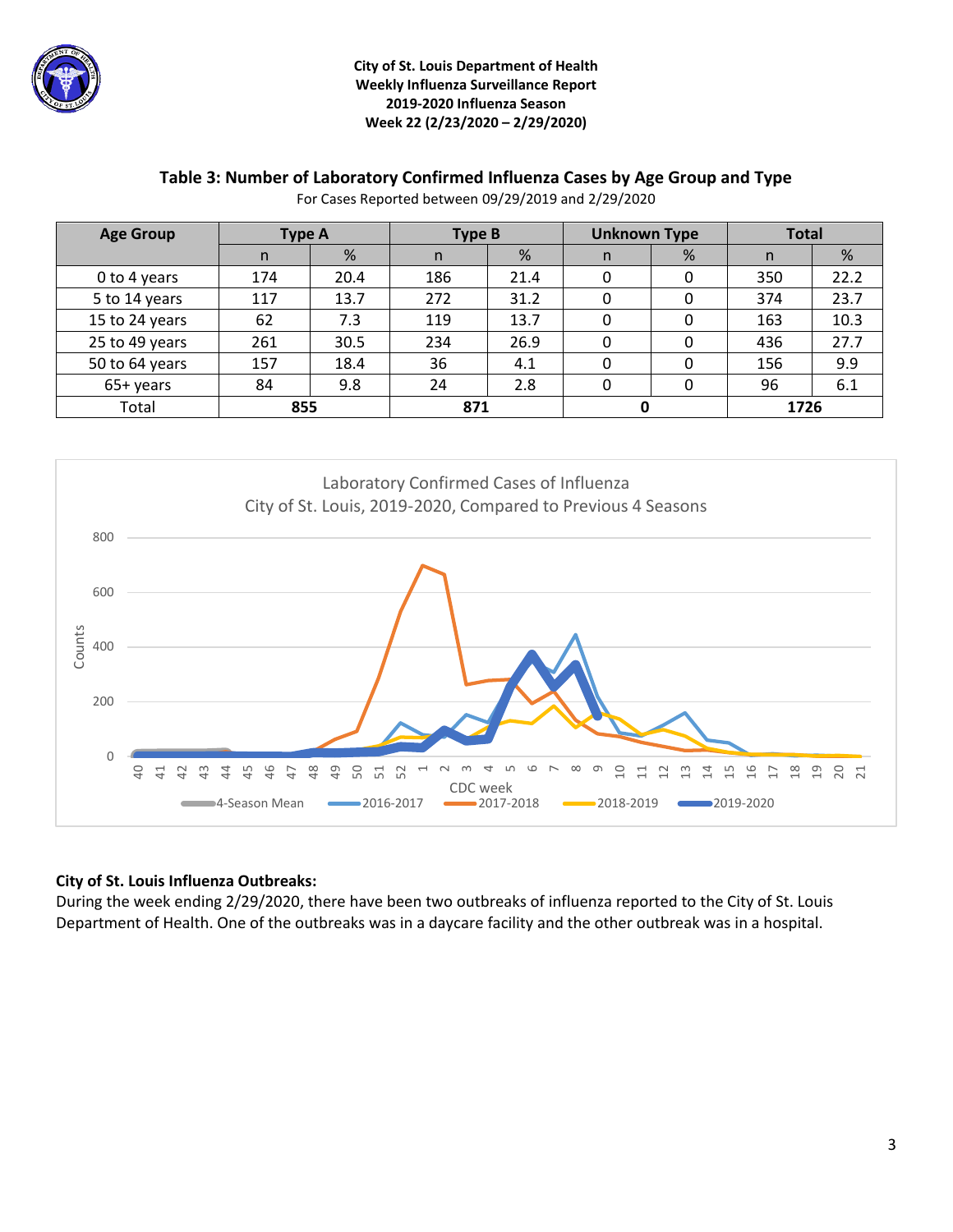**City of St. Louis Department of Health**
**Weekly Influenza Surveillance Report**
**2019-2020 Influenza Season**
**Week 22 (2/23/2020 – 2/29/2020)**

### Table 3: Number of Laboratory Confirmed Influenza Cases by Age Group and Type

For Cases Reported between 09/29/2019 and 2/29/2020

| Age Group | Type A | | Type B | | Unknown Type | | Total | |
|---|---|---|---|---|---|---|---|---|
| | n | % | n | % | n | % | n | % |
| 0 to 4 years | 174 | 20.4 | 186 | 21.4 | 0 | 0 | 350 | 22.2 |
| 5 to 14 years | 117 | 13.7 | 272 | 31.2 | 0 | 0 | 374 | 23.7 |
| 15 to 24 years | 62 | 7.3 | 119 | 13.7 | 0 | 0 | 163 | 10.3 |
| 25 to 49 years | 261 | 30.5 | 234 | 26.9 | 0 | 0 | 436 | 27.7 |
| 50 to 64 years | 157 | 18.4 | 36 | 4.1 | 0 | 0 | 156 | 9.9 |
| 65+ years | 84 | 9.8 | 24 | 2.8 | 0 | 0 | 96 | 6.1 |
| Total | 855 | | 871 | | 0 | | 1726 | |

Laboratory Confirmed Cases of Influenza
City of St. Louis, 2019-2020, Compared to Previous 4 Seasons

Counts; CDC week (40–52, 1–21)

Legend: 4-Season Mean, 2016-2017, 2017-2018, 2018-2019, 2019-2020

**City of St. Louis Influenza Outbreaks:**

During the week ending 2/29/2020, there have been two outbreaks of influenza reported to the City of St. Louis Department of Health. One of the outbreaks was in a daycare facility and the other outbreak was in a hospital.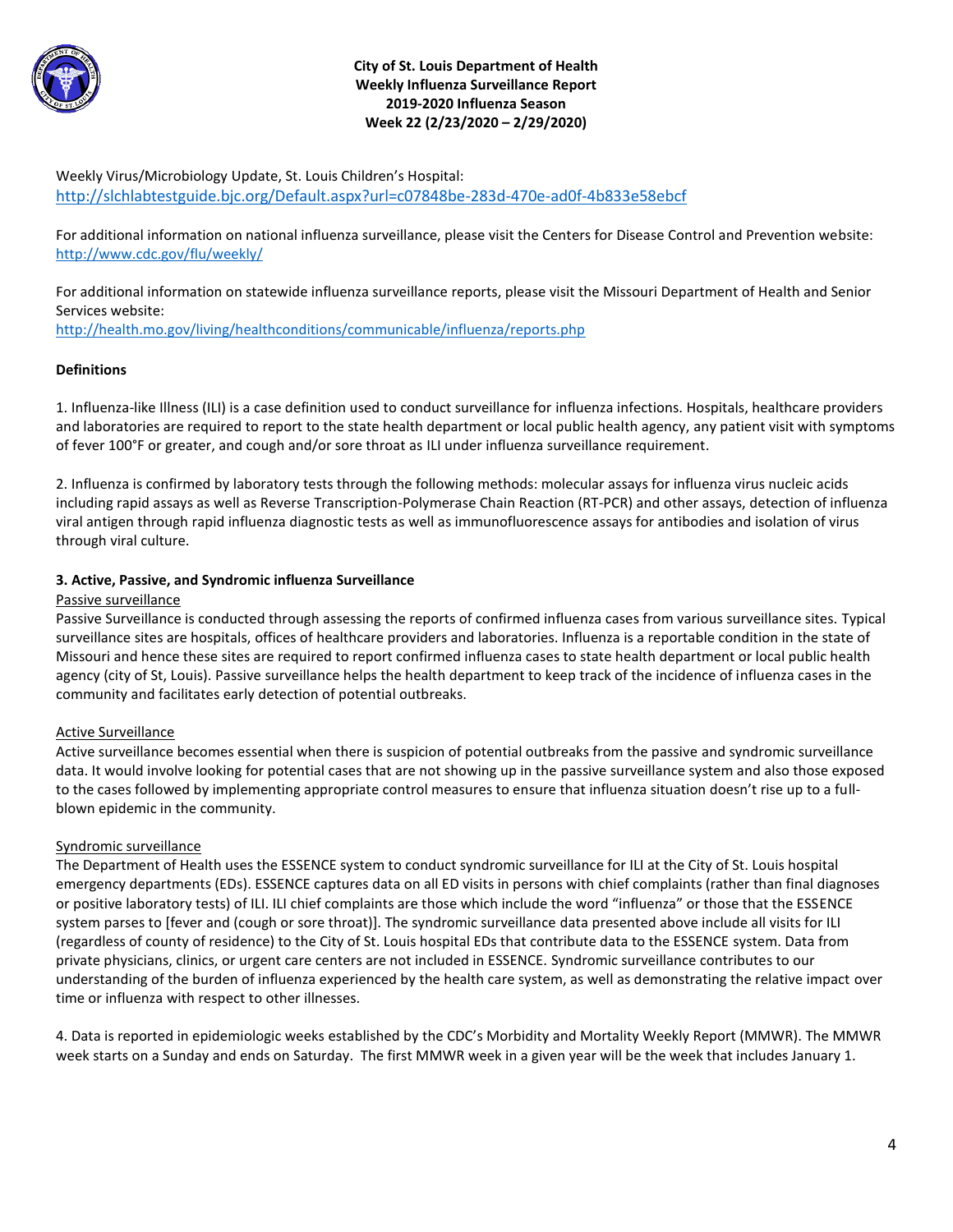**City of St. Louis Department of Health**
**Weekly Influenza Surveillance Report**
**2019-2020 Influenza Season**
**Week 22 (2/23/2020 – 2/29/2020)**

Weekly Virus/Microbiology Update, St. Louis Children's Hospital:
http://slchlabtestguide.bjc.org/Default.aspx?url=c07848be-283d-470e-ad0f-4b833e58ebcf

For additional information on national influenza surveillance, please visit the Centers for Disease Control and Prevention website: http://www.cdc.gov/flu/weekly/

For additional information on statewide influenza surveillance reports, please visit the Missouri Department of Health and Senior Services website:
http://health.mo.gov/living/healthconditions/communicable/influenza/reports.php

**Definitions**

1. Influenza-like Illness (ILI) is a case definition used to conduct surveillance for influenza infections. Hospitals, healthcare providers and laboratories are required to report to the state health department or local public health agency, any patient visit with symptoms of fever 100˚F or greater, and cough and/or sore throat as ILI under influenza surveillance requirement.

2. Influenza is confirmed by laboratory tests through the following methods: molecular assays for influenza virus nucleic acids including rapid assays as well as Reverse Transcription-Polymerase Chain Reaction (RT-PCR) and other assays, detection of influenza viral antigen through rapid influenza diagnostic tests as well as immunofluorescence assays for antibodies and isolation of virus through viral culture.

**3. Active, Passive, and Syndromic influenza Surveillance**

Passive surveillance

Passive Surveillance is conducted through assessing the reports of confirmed influenza cases from various surveillance sites. Typical surveillance sites are hospitals, offices of healthcare providers and laboratories. Influenza is a reportable condition in the state of Missouri and hence these sites are required to report confirmed influenza cases to state health department or local public health agency (city of St, Louis). Passive surveillance helps the health department to keep track of the incidence of influenza cases in the community and facilitates early detection of potential outbreaks.

Active Surveillance

Active surveillance becomes essential when there is suspicion of potential outbreaks from the passive and syndromic surveillance data. It would involve looking for potential cases that are not showing up in the passive surveillance system and also those exposed to the cases followed by implementing appropriate control measures to ensure that influenza situation doesn't rise up to a full-blown epidemic in the community.

Syndromic surveillance

The Department of Health uses the ESSENCE system to conduct syndromic surveillance for ILI at the City of St. Louis hospital emergency departments (EDs). ESSENCE captures data on all ED visits in persons with chief complaints (rather than final diagnoses or positive laboratory tests) of ILI. ILI chief complaints are those which include the word "influenza" or those that the ESSENCE system parses to [fever and (cough or sore throat)]. The syndromic surveillance data presented above include all visits for ILI (regardless of county of residence) to the City of St. Louis hospital EDs that contribute data to the ESSENCE system. Data from private physicians, clinics, or urgent care centers are not included in ESSENCE. Syndromic surveillance contributes to our understanding of the burden of influenza experienced by the health care system, as well as demonstrating the relative impact over time or influenza with respect to other illnesses.

4. Data is reported in epidemiologic weeks established by the CDC's Morbidity and Mortality Weekly Report (MMWR). The MMWR week starts on a Sunday and ends on Saturday. The first MMWR week in a given year will be the week that includes January 1.